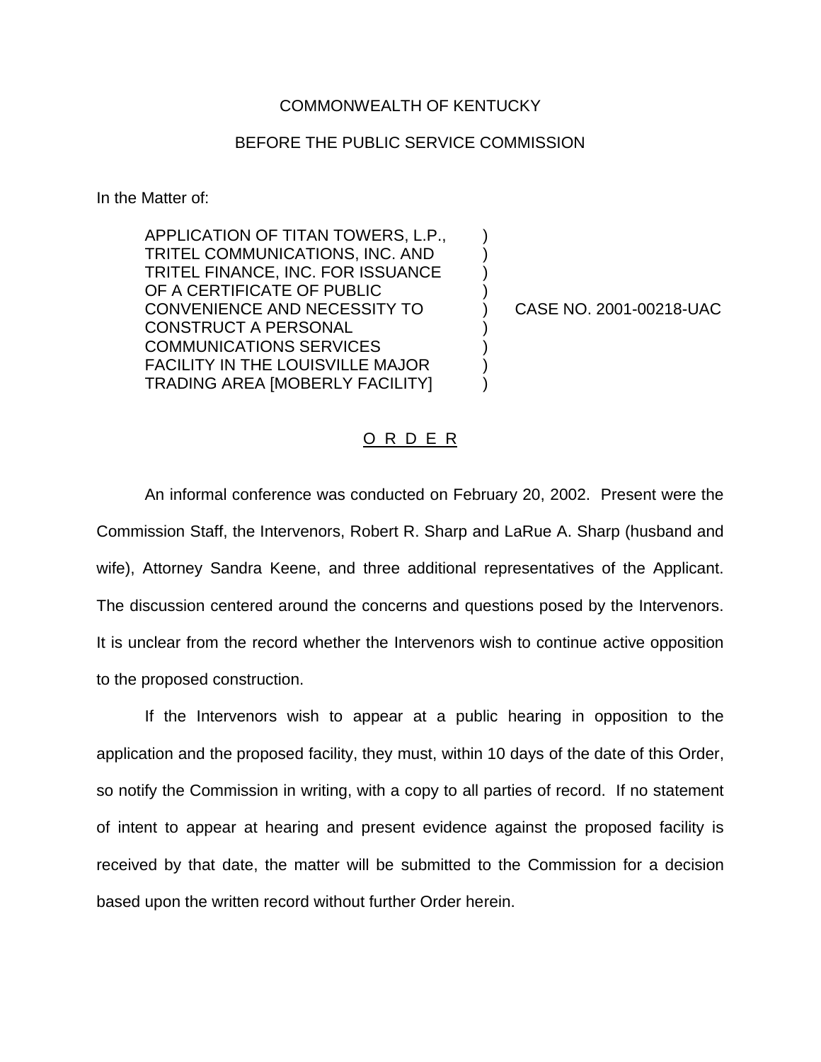COMMONWEALTH OF KENTUCKY

BEFORE THE PUBLIC SERVICE COMMISSION

In the Matter of:

| | | |
|---|---|---|
| APPLICATION OF TITAN TOWERS, L.P., TRITEL COMMUNICATIONS, INC. AND TRITEL FINANCE, INC. FOR ISSUANCE OF A CERTIFICATE OF PUBLIC CONVENIENCE AND NECESSITY TO CONSTRUCT A PERSONAL COMMUNICATIONS SERVICES FACILITY IN THE LOUISVILLE MAJOR TRADING AREA [MOBERLY FACILITY] | ) | CASE NO. 2001-00218-UAC |

## O R D E R

An informal conference was conducted on February 20, 2002. Present were the Commission Staff, the Intervenors, Robert R. Sharp and LaRue A. Sharp (husband and wife), Attorney Sandra Keene, and three additional representatives of the Applicant. The discussion centered around the concerns and questions posed by the Intervenors. It is unclear from the record whether the Intervenors wish to continue active opposition to the proposed construction.

If the Intervenors wish to appear at a public hearing in opposition to the application and the proposed facility, they must, within 10 days of the date of this Order, so notify the Commission in writing, with a copy to all parties of record. If no statement of intent to appear at hearing and present evidence against the proposed facility is received by that date, the matter will be submitted to the Commission for a decision based upon the written record without further Order herein.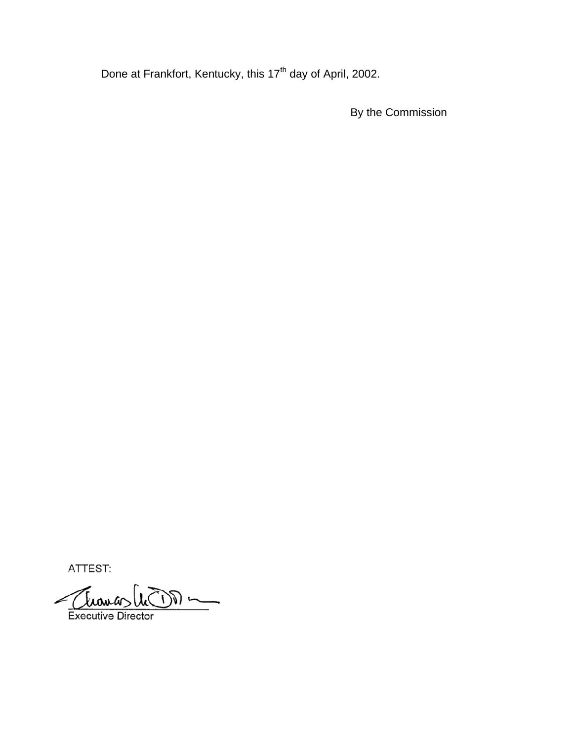Done at Frankfort, Kentucky, this 17th day of April, 2002.

By the Commission

ATTEST:

Executive Director